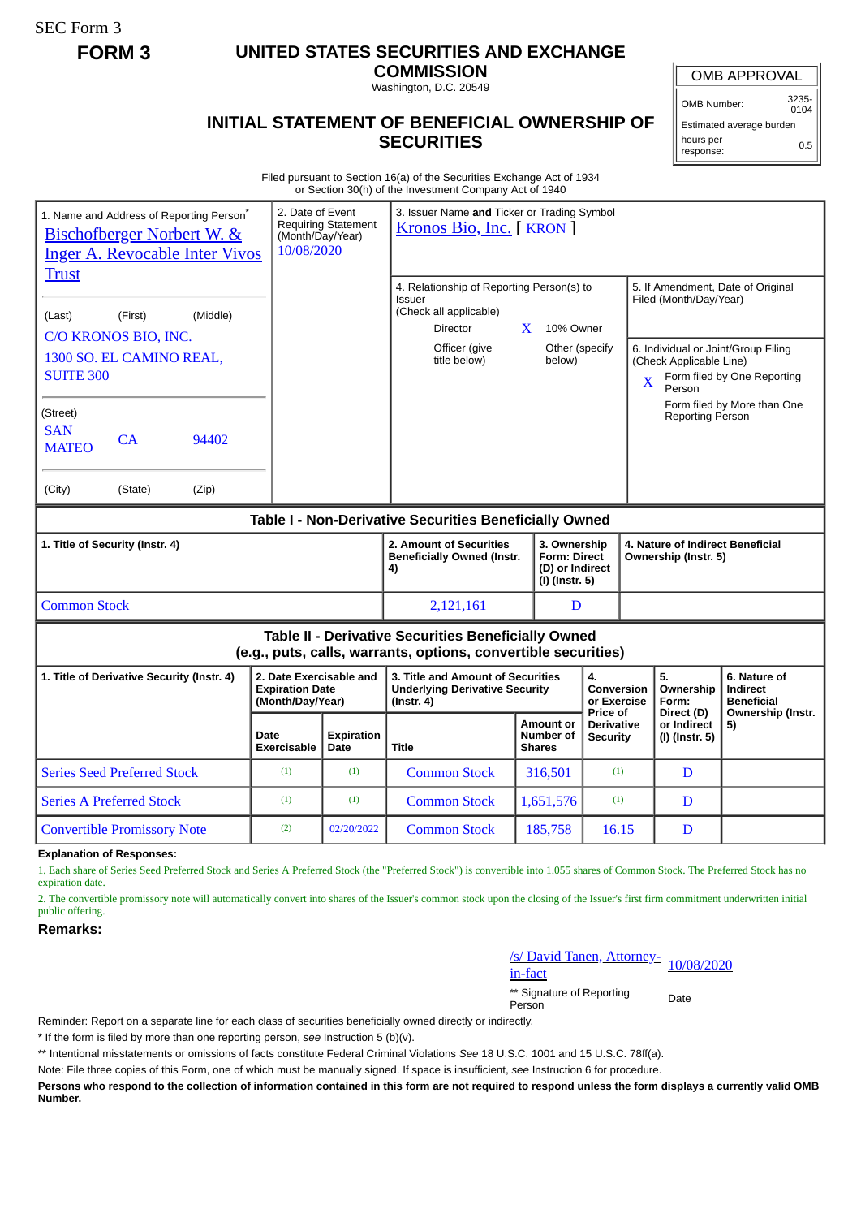SEC Form 3

**FORM 3**

# UNITED STATES SECURITIES AND EXCHANGE COMMISSION

Washington, D.C. 20549

## INITIAL STATEMENT OF BENEFICIAL OWNERSHIP OF SECURITIES

| OMB APPROVAL | |
|---|---|
| OMB Number: | 3235-0104 |
| Estimated average burden | |
| hours per response: | 0.5 |

Filed pursuant to Section 16(a) of the Securities Exchange Act of 1934
or Section 30(h) of the Investment Company Act of 1940

1. Name and Address of Reporting Person*
Bischofberger Norbert W. & Inger A. Revocable Inter Vivos Trust

(Last) (First) (Middle)
C/O KRONOS BIO, INC.
1300 SO. EL CAMINO REAL, SUITE 300

(Street)
SAN MATEO CA 94402

(City) (State) (Zip)

2. Date of Event Requiring Statement (Month/Day/Year)
10/08/2020

3. Issuer Name **and** Ticker or Trading Symbol
Kronos Bio, Inc. [ KRON ]

4. Relationship of Reporting Person(s) to Issuer
(Check all applicable)
Director
X 10% Owner
Officer (give title below)
Other (specify below)

5. If Amendment, Date of Original Filed (Month/Day/Year)

6. Individual or Joint/Group Filing (Check Applicable Line)
X Form filed by One Reporting Person
Form filed by More than One Reporting Person

### Table I - Non-Derivative Securities Beneficially Owned

| 1. Title of Security (Instr. 4) | 2. Amount of Securities Beneficially Owned (Instr. 4) | 3. Ownership Form: Direct (D) or Indirect (I) (Instr. 5) | 4. Nature of Indirect Beneficial Ownership (Instr. 5) |
|---|---|---|---|
| Common Stock | 2,121,161 | D | |

### Table II - Derivative Securities Beneficially Owned (e.g., puts, calls, warrants, options, convertible securities)

| 1. Title of Derivative Security (Instr. 4) | 2. Date Exercisable and Expiration Date (Month/Day/Year) | | 3. Title and Amount of Securities Underlying Derivative Security (Instr. 4) | | 4. Conversion or Exercise Price of Derivative Security | 5. Ownership Form: Direct (D) or Indirect (I) (Instr. 5) | 6. Nature of Indirect Beneficial Ownership (Instr. 5) |
|---|---|---|---|---|---|---|---|
| | Date Exercisable | Expiration Date | Title | Amount or Number of Shares | | | |
| Series Seed Preferred Stock | (1) | (1) | Common Stock | 316,501 | (1) | D | |
| Series A Preferred Stock | (1) | (1) | Common Stock | 1,651,576 | (1) | D | |
| Convertible Promissory Note | (2) | 02/20/2022 | Common Stock | 185,758 | 16.15 | D | |

**Explanation of Responses:**

1. Each share of Series Seed Preferred Stock and Series A Preferred Stock (the "Preferred Stock") is convertible into 1.055 shares of Common Stock. The Preferred Stock has no expiration date.

2. The convertible promissory note will automatically convert into shares of the Issuer's common stock upon the closing of the Issuer's first firm commitment underwritten initial public offering.

**Remarks:**

/s/ David Tanen, Attorney-in-fact — 10/08/2020

** Signature of Reporting Person — Date

Reminder: Report on a separate line for each class of securities beneficially owned directly or indirectly.

* If the form is filed by more than one reporting person, *see* Instruction 5 (b)(v).

** Intentional misstatements or omissions of facts constitute Federal Criminal Violations *See* 18 U.S.C. 1001 and 15 U.S.C. 78ff(a).

Note: File three copies of this Form, one of which must be manually signed. If space is insufficient, *see* Instruction 6 for procedure.

**Persons who respond to the collection of information contained in this form are not required to respond unless the form displays a currently valid OMB Number.**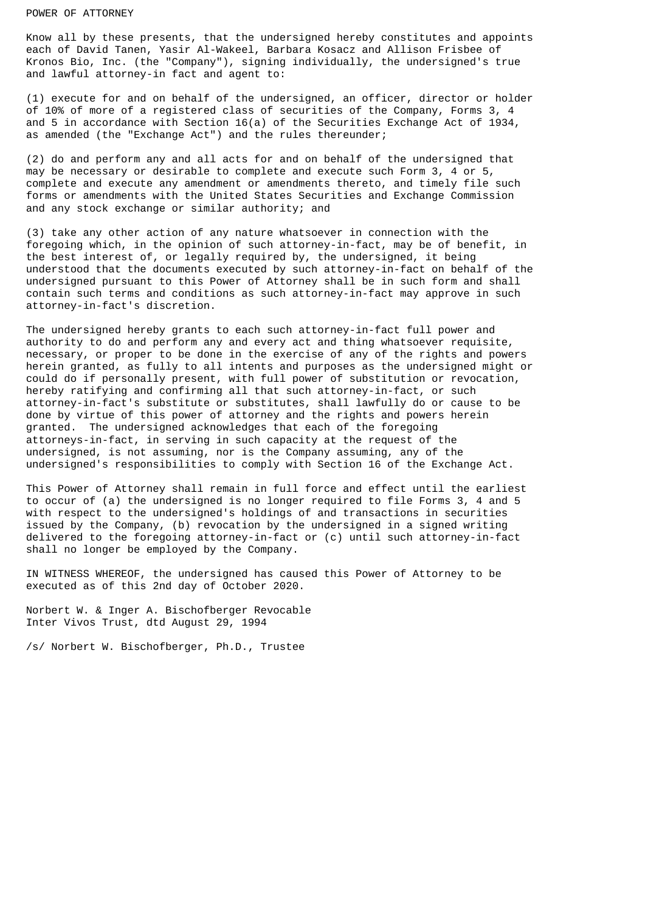POWER OF ATTORNEY

Know all by these presents, that the undersigned hereby constitutes and appoints each of David Tanen, Yasir Al-Wakeel, Barbara Kosacz and Allison Frisbee of Kronos Bio, Inc. (the "Company"), signing individually, the undersigned's true and lawful attorney-in fact and agent to:

(1) execute for and on behalf of the undersigned, an officer, director or holder of 10% of more of a registered class of securities of the Company, Forms 3, 4 and 5 in accordance with Section 16(a) of the Securities Exchange Act of 1934, as amended (the "Exchange Act") and the rules thereunder;

(2) do and perform any and all acts for and on behalf of the undersigned that may be necessary or desirable to complete and execute such Form 3, 4 or 5, complete and execute any amendment or amendments thereto, and timely file such forms or amendments with the United States Securities and Exchange Commission and any stock exchange or similar authority; and

(3) take any other action of any nature whatsoever in connection with the foregoing which, in the opinion of such attorney-in-fact, may be of benefit, in the best interest of, or legally required by, the undersigned, it being understood that the documents executed by such attorney-in-fact on behalf of the undersigned pursuant to this Power of Attorney shall be in such form and shall contain such terms and conditions as such attorney-in-fact may approve in such attorney-in-fact's discretion.

The undersigned hereby grants to each such attorney-in-fact full power and authority to do and perform any and every act and thing whatsoever requisite, necessary, or proper to be done in the exercise of any of the rights and powers herein granted, as fully to all intents and purposes as the undersigned might or could do if personally present, with full power of substitution or revocation, hereby ratifying and confirming all that such attorney-in-fact, or such attorney-in-fact's substitute or substitutes, shall lawfully do or cause to be done by virtue of this power of attorney and the rights and powers herein granted. The undersigned acknowledges that each of the foregoing attorneys-in-fact, in serving in such capacity at the request of the undersigned, is not assuming, nor is the Company assuming, any of the undersigned's responsibilities to comply with Section 16 of the Exchange Act.

This Power of Attorney shall remain in full force and effect until the earliest to occur of (a) the undersigned is no longer required to file Forms 3, 4 and 5 with respect to the undersigned's holdings of and transactions in securities issued by the Company, (b) revocation by the undersigned in a signed writing delivered to the foregoing attorney-in-fact or (c) until such attorney-in-fact shall no longer be employed by the Company.

IN WITNESS WHEREOF, the undersigned has caused this Power of Attorney to be executed as of this 2nd day of October 2020.

Norbert W. & Inger A. Bischofberger Revocable
Inter Vivos Trust, dtd August 29, 1994

/s/ Norbert W. Bischofberger, Ph.D., Trustee